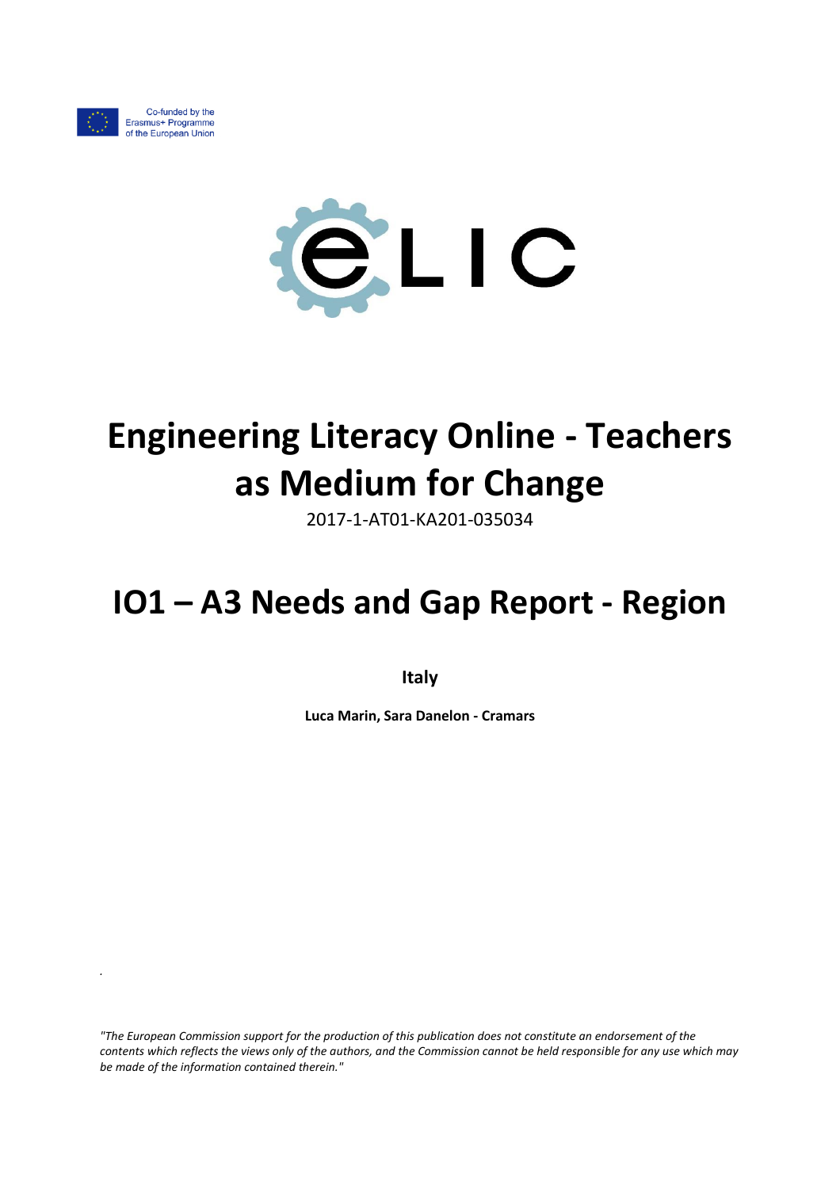Co-funded by the Erasmus+ Programme of the European Union

eLIC

# Engineering Literacy Online - Teachers as Medium for Change

2017-1-AT01-KA201-035034

# IO1 – A3 Needs and Gap Report - Region

**Italy**

**Luca Marin, Sara Danelon - Cramars**

*"The European Commission support for the production of this publication does not constitute an endorsement of the contents which reflects the views only of the authors, and the Commission cannot be held responsible for any use which may be made of the information contained therein."*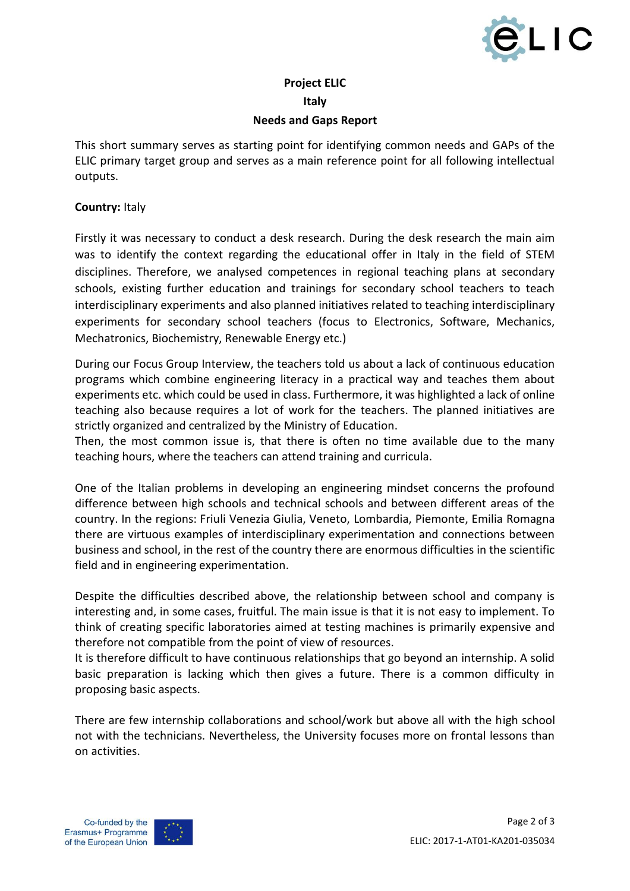**Project ELIC**

**Italy**

**Needs and Gaps Report**

This short summary serves as starting point for identifying common needs and GAPs of the ELIC primary target group and serves as a main reference point for all following intellectual outputs.

**Country:** Italy

Firstly it was necessary to conduct a desk research. During the desk research the main aim was to identify the context regarding the educational offer in Italy in the field of STEM disciplines. Therefore, we analysed competences in regional teaching plans at secondary schools, existing further education and trainings for secondary school teachers to teach interdisciplinary experiments and also planned initiatives related to teaching interdisciplinary experiments for secondary school teachers (focus to Electronics, Software, Mechanics, Mechatronics, Biochemistry, Renewable Energy etc.)

During our Focus Group Interview, the teachers told us about a lack of continuous education programs which combine engineering literacy in a practical way and teaches them about experiments etc. which could be used in class. Furthermore, it was highlighted a lack of online teaching also because requires a lot of work for the teachers. The planned initiatives are strictly organized and centralized by the Ministry of Education.
Then, the most common issue is, that there is often no time available due to the many teaching hours, where the teachers can attend training and curricula.

One of the Italian problems in developing an engineering mindset concerns the profound difference between high schools and technical schools and between different areas of the country. In the regions: Friuli Venezia Giulia, Veneto, Lombardia, Piemonte, Emilia Romagna there are virtuous examples of interdisciplinary experimentation and connections between business and school, in the rest of the country there are enormous difficulties in the scientific field and in engineering experimentation.

Despite the difficulties described above, the relationship between school and company is interesting and, in some cases, fruitful. The main issue is that it is not easy to implement. To think of creating specific laboratories aimed at testing machines is primarily expensive and therefore not compatible from the point of view of resources.
It is therefore difficult to have continuous relationships that go beyond an internship. A solid basic preparation is lacking which then gives a future. There is a common difficulty in proposing basic aspects.

There are few internship collaborations and school/work but above all with the high school not with the technicians. Nevertheless, the University focuses more on frontal lessons than on activities.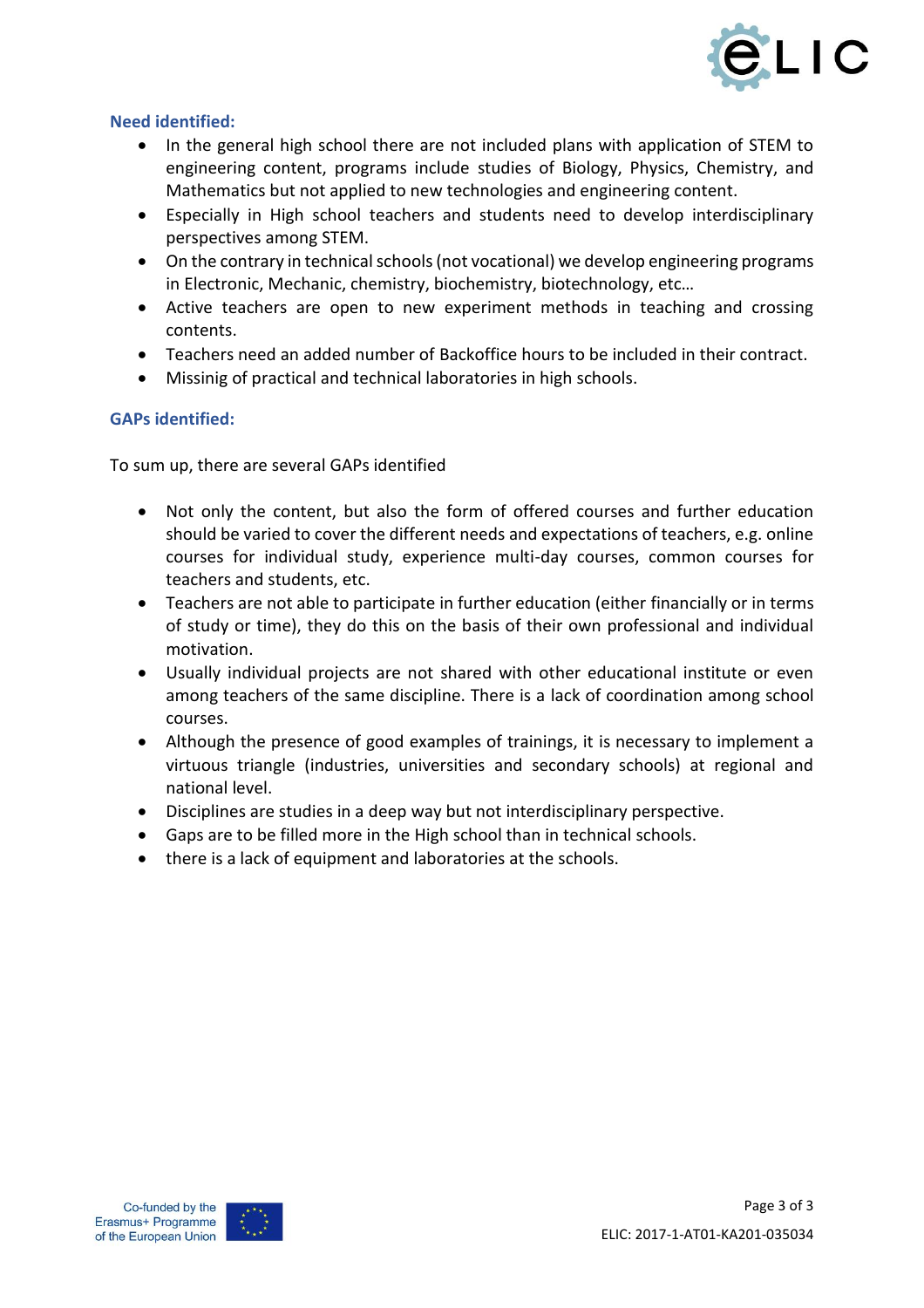### Need identified:

- In the general high school there are not included plans with application of STEM to engineering content, programs include studies of Biology, Physics, Chemistry, and Mathematics but not applied to new technologies and engineering content.
- Especially in High school teachers and students need to develop interdisciplinary perspectives among STEM.
- On the contrary in technical schools (not vocational) we develop engineering programs in Electronic, Mechanic, chemistry, biochemistry, biotechnology, etc…
- Active teachers are open to new experiment methods in teaching and crossing contents.
- Teachers need an added number of Backoffice hours to be included in their contract.
- Missinig of practical and technical laboratories in high schools.

### GAPs identified:

To sum up, there are several GAPs identified

- Not only the content, but also the form of offered courses and further education should be varied to cover the different needs and expectations of teachers, e.g. online courses for individual study, experience multi-day courses, common courses for teachers and students, etc.
- Teachers are not able to participate in further education (either financially or in terms of study or time), they do this on the basis of their own professional and individual motivation.
- Usually individual projects are not shared with other educational institute or even among teachers of the same discipline. There is a lack of coordination among school courses.
- Although the presence of good examples of trainings, it is necessary to implement a virtuous triangle (industries, universities and secondary schools) at regional and national level.
- Disciplines are studies in a deep way but not interdisciplinary perspective.
- Gaps are to be filled more in the High school than in technical schools.
- there is a lack of equipment and laboratories at the schools.